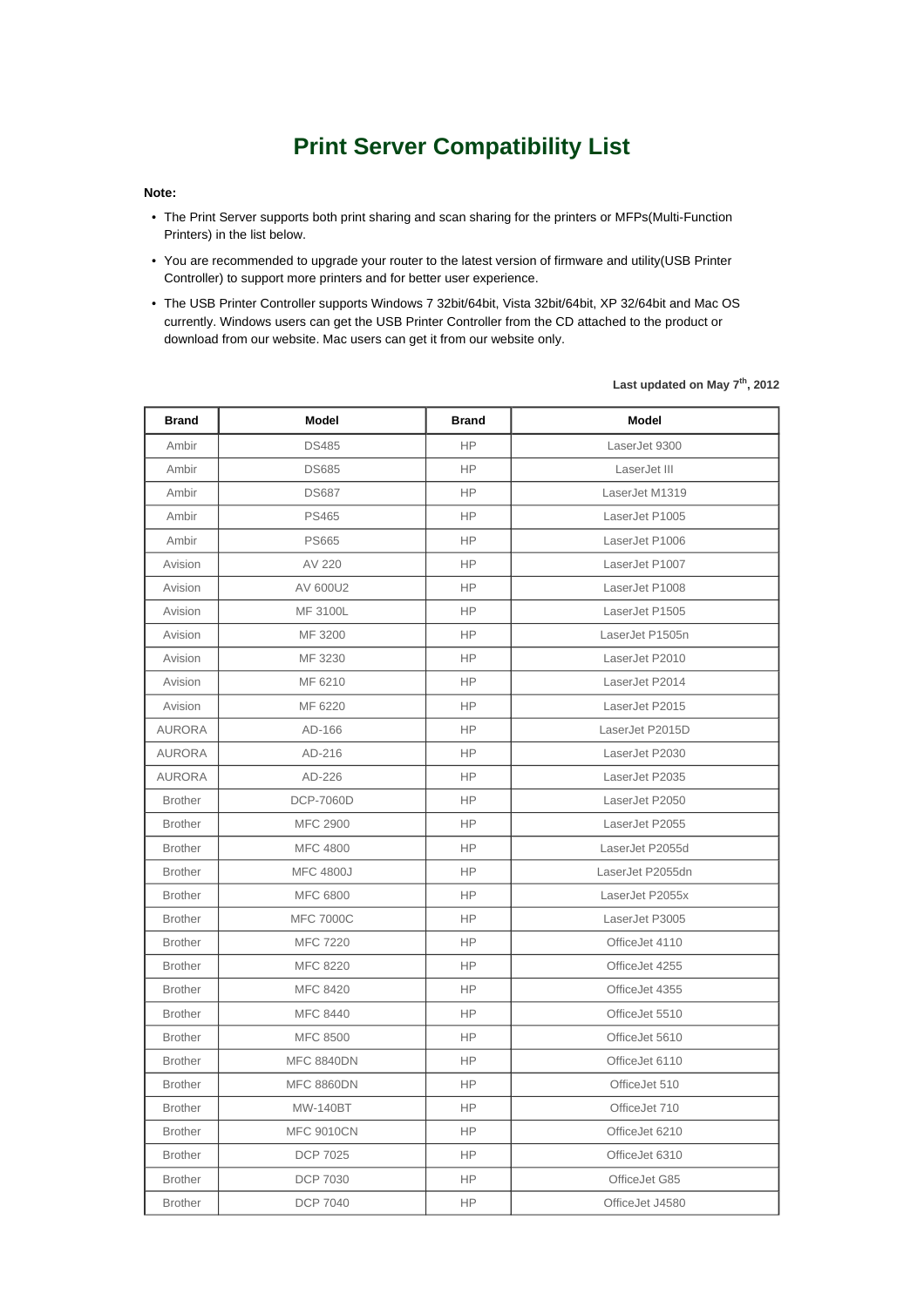# Print Server Compatibility List

**Note:**

- The Print Server supports both print sharing and scan sharing for the printers or MFPs(Multi-Function Printers) in the list below.
- You are recommended to upgrade your router to the latest version of firmware and utility(USB Printer Controller) to support more printers and for better user experience.
- The USB Printer Controller supports Windows 7 32bit/64bit, Vista 32bit/64bit, XP 32/64bit and Mac OS currently. Windows users can get the USB Printer Controller from the CD attached to the product or download from our website. Mac users can get it from our website only.

**Last updated on May 7th, 2012**

| Brand | Model | Brand | Model |
|---|---|---|---|
| Ambir | DS485 | HP | LaserJet 9300 |
| Ambir | DS685 | HP | LaserJet III |
| Ambir | DS687 | HP | LaserJet M1319 |
| Ambir | PS465 | HP | LaserJet P1005 |
| Ambir | PS665 | HP | LaserJet P1006 |
| Avision | AV 220 | HP | LaserJet P1007 |
| Avision | AV 600U2 | HP | LaserJet P1008 |
| Avision | MF 3100L | HP | LaserJet P1505 |
| Avision | MF 3200 | HP | LaserJet P1505n |
| Avision | MF 3230 | HP | LaserJet P2010 |
| Avision | MF 6210 | HP | LaserJet P2014 |
| Avision | MF 6220 | HP | LaserJet P2015 |
| AURORA | AD-166 | HP | LaserJet P2015D |
| AURORA | AD-216 | HP | LaserJet P2030 |
| AURORA | AD-226 | HP | LaserJet P2035 |
| Brother | DCP-7060D | HP | LaserJet P2050 |
| Brother | MFC 2900 | HP | LaserJet P2055 |
| Brother | MFC 4800 | HP | LaserJet P2055d |
| Brother | MFC 4800J | HP | LaserJet P2055dn |
| Brother | MFC 6800 | HP | LaserJet P2055x |
| Brother | MFC 7000C | HP | LaserJet P3005 |
| Brother | MFC 7220 | HP | OfficeJet 4110 |
| Brother | MFC 8220 | HP | OfficeJet 4255 |
| Brother | MFC 8420 | HP | OfficeJet 4355 |
| Brother | MFC 8440 | HP | OfficeJet 5510 |
| Brother | MFC 8500 | HP | OfficeJet 5610 |
| Brother | MFC 8840DN | HP | OfficeJet 6110 |
| Brother | MFC 8860DN | HP | OfficeJet 510 |
| Brother | MW-140BT | HP | OfficeJet 710 |
| Brother | MFC 9010CN | HP | OfficeJet 6210 |
| Brother | DCP 7025 | HP | OfficeJet 6310 |
| Brother | DCP 7030 | HP | OfficeJet G85 |
| Brother | DCP 7040 | HP | OfficeJet J4580 |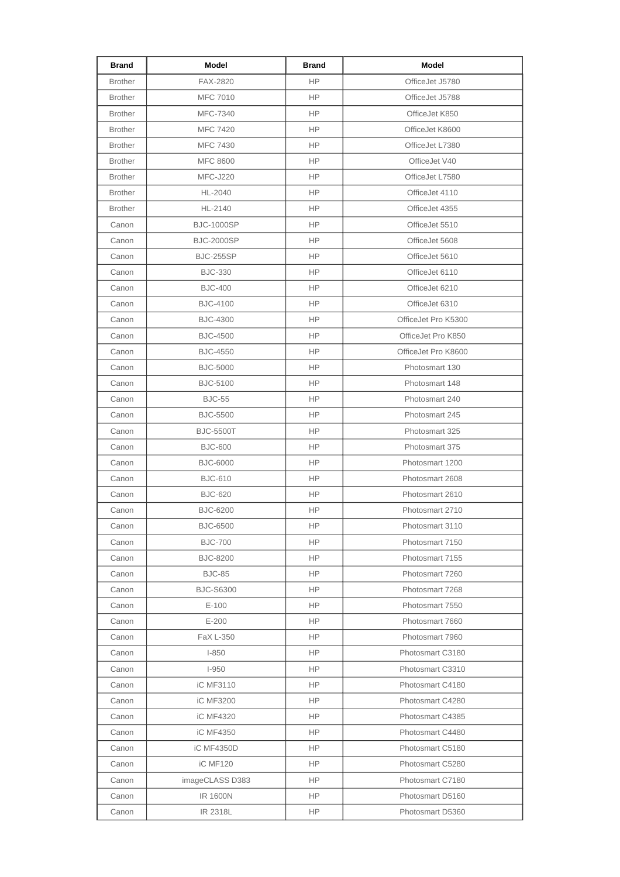| Brand | Model | Brand | Model |
|---|---|---|---|
| Brother | FAX-2820 | HP | OfficeJet J5780 |
| Brother | MFC 7010 | HP | OfficeJet J5788 |
| Brother | MFC-7340 | HP | OfficeJet K850 |
| Brother | MFC 7420 | HP | OfficeJet K8600 |
| Brother | MFC 7430 | HP | OfficeJet L7380 |
| Brother | MFC 8600 | HP | OfficeJet V40 |
| Brother | MFC-J220 | HP | OfficeJet L7580 |
| Brother | HL-2040 | HP | OfficeJet 4110 |
| Brother | HL-2140 | HP | OfficeJet 4355 |
| Canon | BJC-1000SP | HP | OfficeJet 5510 |
| Canon | BJC-2000SP | HP | OfficeJet 5608 |
| Canon | BJC-255SP | HP | OfficeJet 5610 |
| Canon | BJC-330 | HP | OfficeJet 6110 |
| Canon | BJC-400 | HP | OfficeJet 6210 |
| Canon | BJC-4100 | HP | OfficeJet 6310 |
| Canon | BJC-4300 | HP | OfficeJet Pro K5300 |
| Canon | BJC-4500 | HP | OfficeJet Pro K850 |
| Canon | BJC-4550 | HP | OfficeJet Pro K8600 |
| Canon | BJC-5000 | HP | Photosmart 130 |
| Canon | BJC-5100 | HP | Photosmart 148 |
| Canon | BJC-55 | HP | Photosmart 240 |
| Canon | BJC-5500 | HP | Photosmart 245 |
| Canon | BJC-5500T | HP | Photosmart 325 |
| Canon | BJC-600 | HP | Photosmart 375 |
| Canon | BJC-6000 | HP | Photosmart 1200 |
| Canon | BJC-610 | HP | Photosmart 2608 |
| Canon | BJC-620 | HP | Photosmart 2610 |
| Canon | BJC-6200 | HP | Photosmart 2710 |
| Canon | BJC-6500 | HP | Photosmart 3110 |
| Canon | BJC-700 | HP | Photosmart 7150 |
| Canon | BJC-8200 | HP | Photosmart 7155 |
| Canon | BJC-85 | HP | Photosmart 7260 |
| Canon | BJC-S6300 | HP | Photosmart 7268 |
| Canon | E-100 | HP | Photosmart 7550 |
| Canon | E-200 | HP | Photosmart 7660 |
| Canon | FaX L-350 | HP | Photosmart 7960 |
| Canon | I-850 | HP | Photosmart C3180 |
| Canon | I-950 | HP | Photosmart C3310 |
| Canon | iC MF3110 | HP | Photosmart C4180 |
| Canon | iC MF3200 | HP | Photosmart C4280 |
| Canon | iC MF4320 | HP | Photosmart C4385 |
| Canon | iC MF4350 | HP | Photosmart C4480 |
| Canon | iC MF4350D | HP | Photosmart C5180 |
| Canon | iC MF120 | HP | Photosmart C5280 |
| Canon | imageCLASS D383 | HP | Photosmart C7180 |
| Canon | IR 1600N | HP | Photosmart D5160 |
| Canon | IR 2318L | HP | Photosmart D5360 |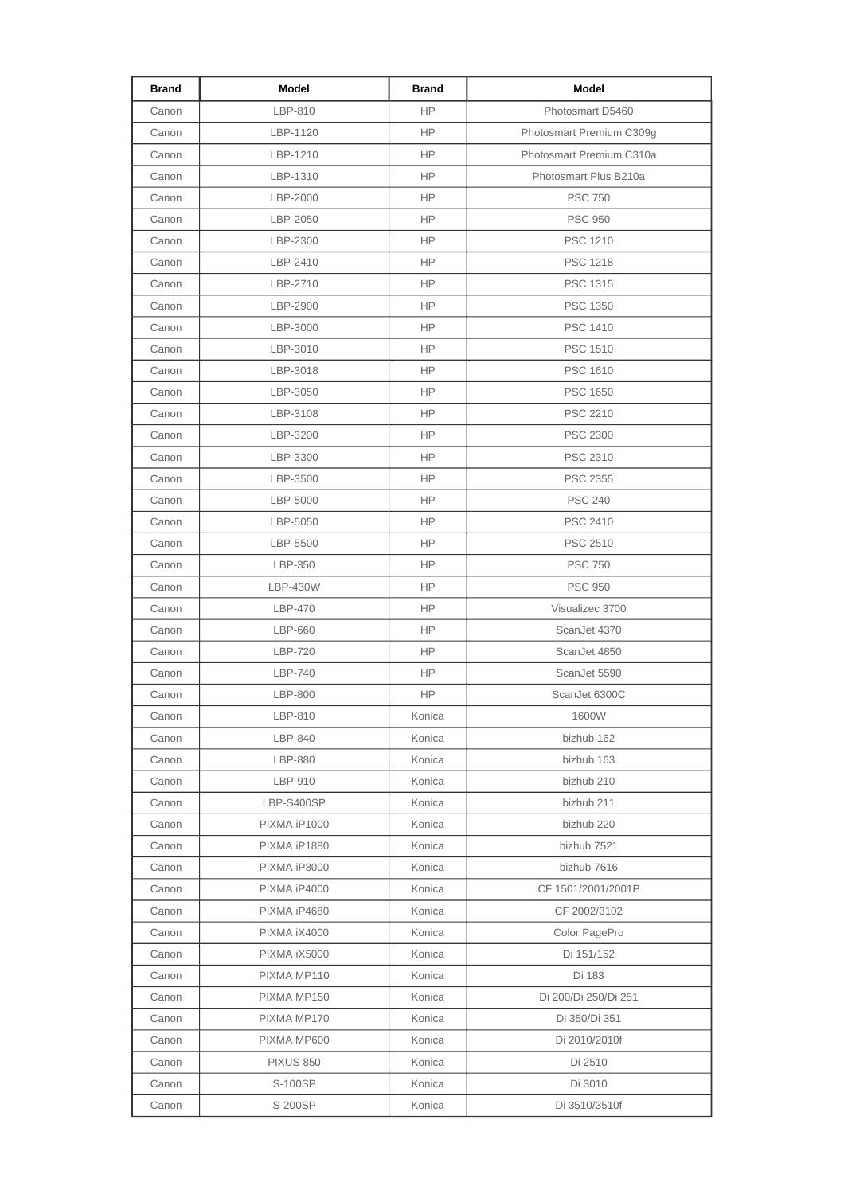| Brand | Model | Brand | Model |
|---|---|---|---|
| Canon | LBP-810 | HP | Photosmart D5460 |
| Canon | LBP-1120 | HP | Photosmart Premium C309g |
| Canon | LBP-1210 | HP | Photosmart Premium C310a |
| Canon | LBP-1310 | HP | Photosmart Plus B210a |
| Canon | LBP-2000 | HP | PSC 750 |
| Canon | LBP-2050 | HP | PSC 950 |
| Canon | LBP-2300 | HP | PSC 1210 |
| Canon | LBP-2410 | HP | PSC 1218 |
| Canon | LBP-2710 | HP | PSC 1315 |
| Canon | LBP-2900 | HP | PSC 1350 |
| Canon | LBP-3000 | HP | PSC 1410 |
| Canon | LBP-3010 | HP | PSC 1510 |
| Canon | LBP-3018 | HP | PSC 1610 |
| Canon | LBP-3050 | HP | PSC 1650 |
| Canon | LBP-3108 | HP | PSC 2210 |
| Canon | LBP-3200 | HP | PSC 2300 |
| Canon | LBP-3300 | HP | PSC 2310 |
| Canon | LBP-3500 | HP | PSC 2355 |
| Canon | LBP-5000 | HP | PSC 240 |
| Canon | LBP-5050 | HP | PSC 2410 |
| Canon | LBP-5500 | HP | PSC 2510 |
| Canon | LBP-350 | HP | PSC 750 |
| Canon | LBP-430W | HP | PSC 950 |
| Canon | LBP-470 | HP | Visualizec 3700 |
| Canon | LBP-660 | HP | ScanJet 4370 |
| Canon | LBP-720 | HP | ScanJet 4850 |
| Canon | LBP-740 | HP | ScanJet 5590 |
| Canon | LBP-800 | HP | ScanJet 6300C |
| Canon | LBP-810 | Konica | 1600W |
| Canon | LBP-840 | Konica | bizhub 162 |
| Canon | LBP-880 | Konica | bizhub 163 |
| Canon | LBP-910 | Konica | bizhub 210 |
| Canon | LBP-S400SP | Konica | bizhub 211 |
| Canon | PIXMA iP1000 | Konica | bizhub 220 |
| Canon | PIXMA iP1880 | Konica | bizhub 7521 |
| Canon | PIXMA iP3000 | Konica | bizhub 7616 |
| Canon | PIXMA iP4000 | Konica | CF 1501/2001/2001P |
| Canon | PIXMA iP4680 | Konica | CF 2002/3102 |
| Canon | PIXMA iX4000 | Konica | Color PagePro |
| Canon | PIXMA iX5000 | Konica | Di 151/152 |
| Canon | PIXMA MP110 | Konica | Di 183 |
| Canon | PIXMA MP150 | Konica | Di 200/Di 250/Di 251 |
| Canon | PIXMA MP170 | Konica | Di 350/Di 351 |
| Canon | PIXMA MP600 | Konica | Di 2010/2010f |
| Canon | PIXUS 850 | Konica | Di 2510 |
| Canon | S-100SP | Konica | Di 3010 |
| Canon | S-200SP | Konica | Di 3510/3510f |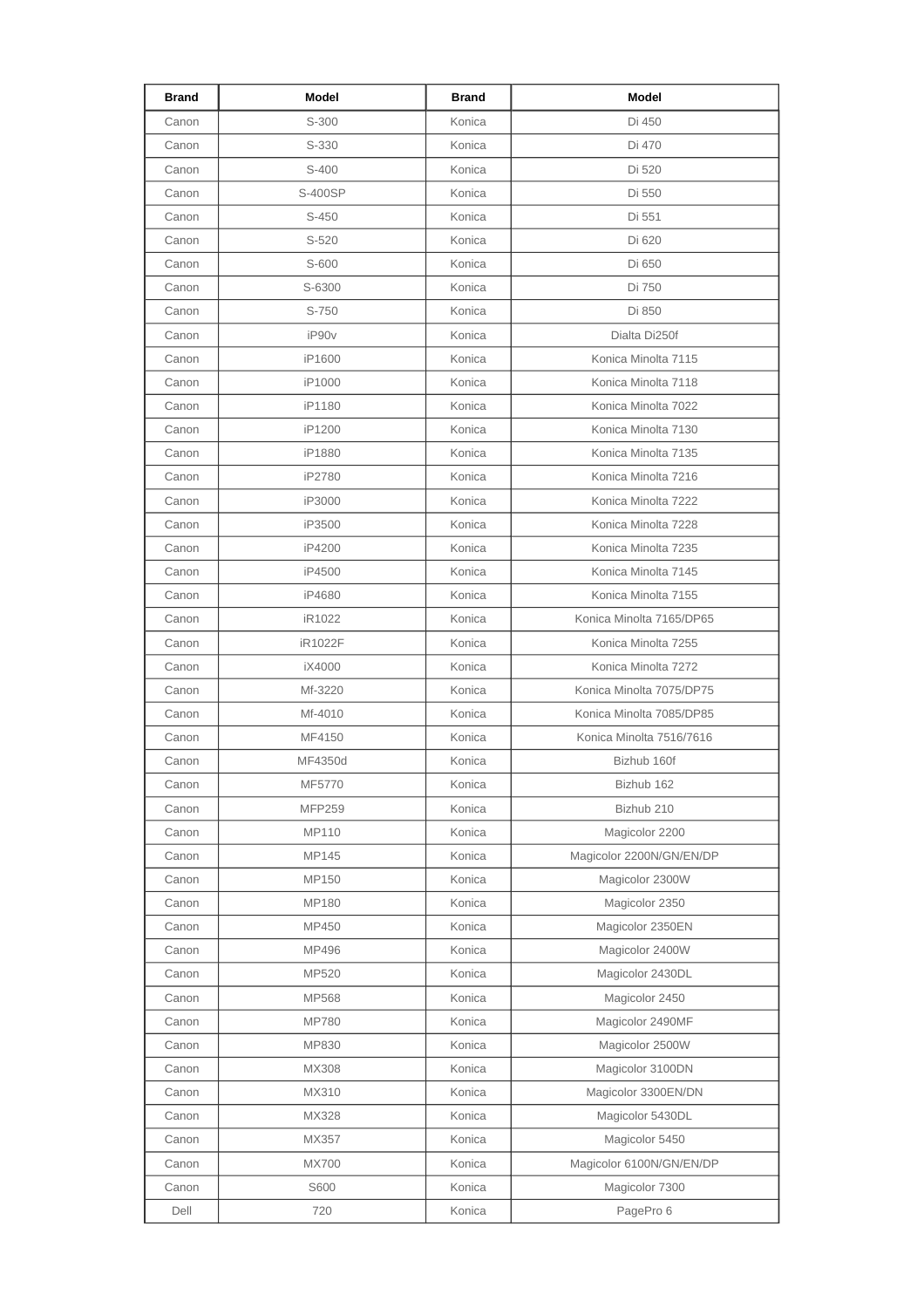| Brand | Model | Brand | Model |
|---|---|---|---|
| Canon | S-300 | Konica | Di 450 |
| Canon | S-330 | Konica | Di 470 |
| Canon | S-400 | Konica | Di 520 |
| Canon | S-400SP | Konica | Di 550 |
| Canon | S-450 | Konica | Di 551 |
| Canon | S-520 | Konica | Di 620 |
| Canon | S-600 | Konica | Di 650 |
| Canon | S-6300 | Konica | Di 750 |
| Canon | S-750 | Konica | Di 850 |
| Canon | iP90v | Konica | Dialta Di250f |
| Canon | iP1600 | Konica | Konica Minolta 7115 |
| Canon | iP1000 | Konica | Konica Minolta 7118 |
| Canon | iP1180 | Konica | Konica Minolta 7022 |
| Canon | iP1200 | Konica | Konica Minolta 7130 |
| Canon | iP1880 | Konica | Konica Minolta 7135 |
| Canon | iP2780 | Konica | Konica Minolta 7216 |
| Canon | iP3000 | Konica | Konica Minolta 7222 |
| Canon | iP3500 | Konica | Konica Minolta 7228 |
| Canon | iP4200 | Konica | Konica Minolta 7235 |
| Canon | iP4500 | Konica | Konica Minolta 7145 |
| Canon | iP4680 | Konica | Konica Minolta 7155 |
| Canon | iR1022 | Konica | Konica Minolta 7165/DP65 |
| Canon | iR1022F | Konica | Konica Minolta 7255 |
| Canon | iX4000 | Konica | Konica Minolta 7272 |
| Canon | Mf-3220 | Konica | Konica Minolta 7075/DP75 |
| Canon | Mf-4010 | Konica | Konica Minolta 7085/DP85 |
| Canon | MF4150 | Konica | Konica Minolta 7516/7616 |
| Canon | MF4350d | Konica | Bizhub 160f |
| Canon | MF5770 | Konica | Bizhub 162 |
| Canon | MFP259 | Konica | Bizhub 210 |
| Canon | MP110 | Konica | Magicolor 2200 |
| Canon | MP145 | Konica | Magicolor 2200N/GN/EN/DP |
| Canon | MP150 | Konica | Magicolor 2300W |
| Canon | MP180 | Konica | Magicolor 2350 |
| Canon | MP450 | Konica | Magicolor 2350EN |
| Canon | MP496 | Konica | Magicolor 2400W |
| Canon | MP520 | Konica | Magicolor 2430DL |
| Canon | MP568 | Konica | Magicolor 2450 |
| Canon | MP780 | Konica | Magicolor 2490MF |
| Canon | MP830 | Konica | Magicolor 2500W |
| Canon | MX308 | Konica | Magicolor 3100DN |
| Canon | MX310 | Konica | Magicolor 3300EN/DN |
| Canon | MX328 | Konica | Magicolor 5430DL |
| Canon | MX357 | Konica | Magicolor 5450 |
| Canon | MX700 | Konica | Magicolor 6100N/GN/EN/DP |
| Canon | S600 | Konica | Magicolor 7300 |
| Dell | 720 | Konica | PagePro 6 |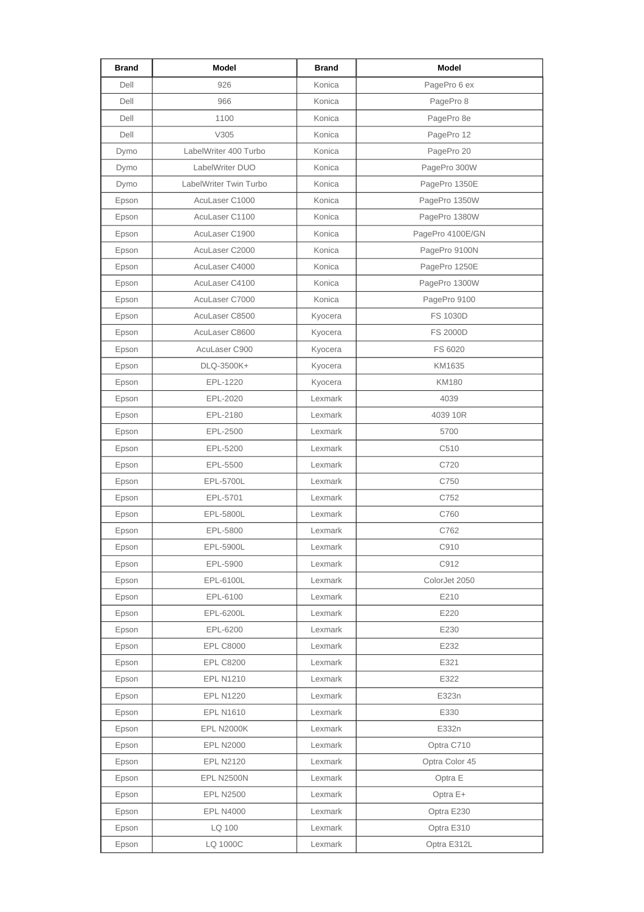| Brand | Model | Brand | Model |
| --- | --- | --- | --- |
| Dell | 926 | Konica | PagePro 6 ex |
| Dell | 966 | Konica | PagePro 8 |
| Dell | 1100 | Konica | PagePro 8e |
| Dell | V305 | Konica | PagePro 12 |
| Dymo | LabelWriter 400 Turbo | Konica | PagePro 20 |
| Dymo | LabelWriter DUO | Konica | PagePro 300W |
| Dymo | LabelWriter Twin Turbo | Konica | PagePro 1350E |
| Epson | AcuLaser C1000 | Konica | PagePro 1350W |
| Epson | AcuLaser C1100 | Konica | PagePro 1380W |
| Epson | AcuLaser C1900 | Konica | PagePro 4100E/GN |
| Epson | AcuLaser C2000 | Konica | PagePro 9100N |
| Epson | AcuLaser C4000 | Konica | PagePro 1250E |
| Epson | AcuLaser C4100 | Konica | PagePro 1300W |
| Epson | AcuLaser C7000 | Konica | PagePro 9100 |
| Epson | AcuLaser C8500 | Kyocera | FS 1030D |
| Epson | AcuLaser C8600 | Kyocera | FS 2000D |
| Epson | AcuLaser C900 | Kyocera | FS 6020 |
| Epson | DLQ-3500K+ | Kyocera | KM1635 |
| Epson | EPL-1220 | Kyocera | KM180 |
| Epson | EPL-2020 | Lexmark | 4039 |
| Epson | EPL-2180 | Lexmark | 4039 10R |
| Epson | EPL-2500 | Lexmark | 5700 |
| Epson | EPL-5200 | Lexmark | C510 |
| Epson | EPL-5500 | Lexmark | C720 |
| Epson | EPL-5700L | Lexmark | C750 |
| Epson | EPL-5701 | Lexmark | C752 |
| Epson | EPL-5800L | Lexmark | C760 |
| Epson | EPL-5800 | Lexmark | C762 |
| Epson | EPL-5900L | Lexmark | C910 |
| Epson | EPL-5900 | Lexmark | C912 |
| Epson | EPL-6100L | Lexmark | ColorJet 2050 |
| Epson | EPL-6100 | Lexmark | E210 |
| Epson | EPL-6200L | Lexmark | E220 |
| Epson | EPL-6200 | Lexmark | E230 |
| Epson | EPL C8000 | Lexmark | E232 |
| Epson | EPL C8200 | Lexmark | E321 |
| Epson | EPL N1210 | Lexmark | E322 |
| Epson | EPL N1220 | Lexmark | E323n |
| Epson | EPL N1610 | Lexmark | E330 |
| Epson | EPL N2000K | Lexmark | E332n |
| Epson | EPL N2000 | Lexmark | Optra C710 |
| Epson | EPL N2120 | Lexmark | Optra Color 45 |
| Epson | EPL N2500N | Lexmark | Optra E |
| Epson | EPL N2500 | Lexmark | Optra E+ |
| Epson | EPL N4000 | Lexmark | Optra E230 |
| Epson | LQ 100 | Lexmark | Optra E310 |
| Epson | LQ 1000C | Lexmark | Optra E312L |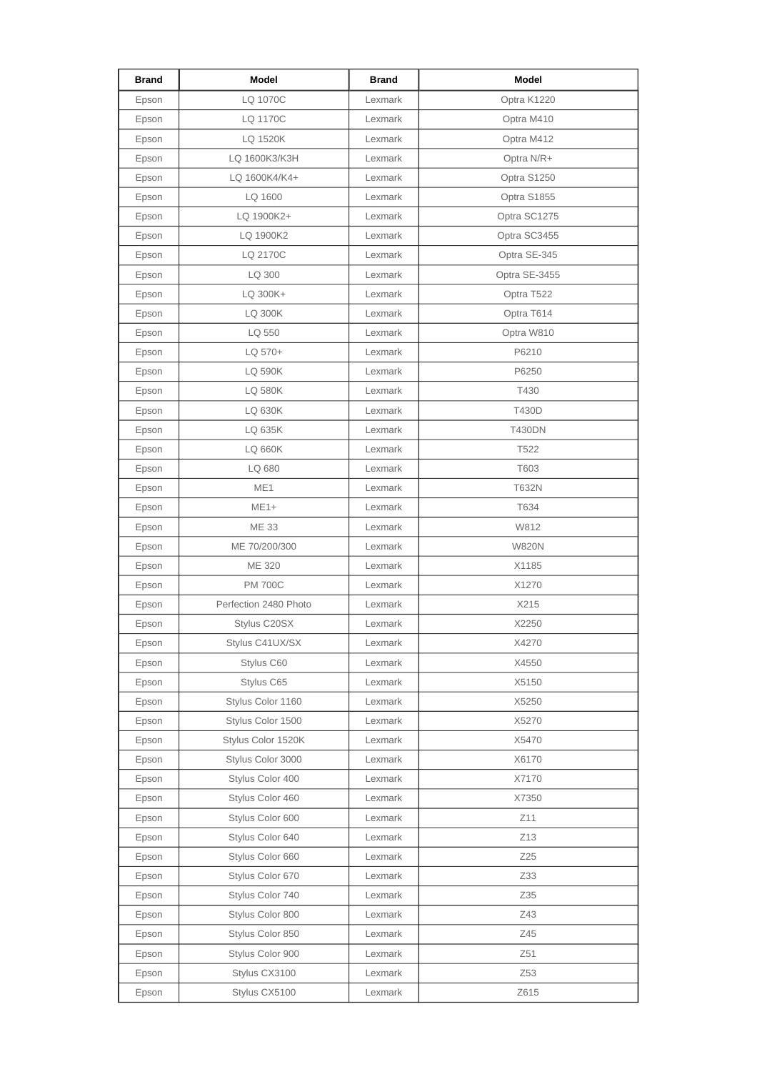| Brand | Model | Brand | Model |
| --- | --- | --- | --- |
| Epson | LQ 1070C | Lexmark | Optra K1220 |
| Epson | LQ 1170C | Lexmark | Optra M410 |
| Epson | LQ 1520K | Lexmark | Optra M412 |
| Epson | LQ 1600K3/K3H | Lexmark | Optra N/R+ |
| Epson | LQ 1600K4/K4+ | Lexmark | Optra S1250 |
| Epson | LQ 1600 | Lexmark | Optra S1855 |
| Epson | LQ 1900K2+ | Lexmark | Optra SC1275 |
| Epson | LQ 1900K2 | Lexmark | Optra SC3455 |
| Epson | LQ 2170C | Lexmark | Optra SE-345 |
| Epson | LQ 300 | Lexmark | Optra SE-3455 |
| Epson | LQ 300K+ | Lexmark | Optra T522 |
| Epson | LQ 300K | Lexmark | Optra T614 |
| Epson | LQ 550 | Lexmark | Optra W810 |
| Epson | LQ 570+ | Lexmark | P6210 |
| Epson | LQ 590K | Lexmark | P6250 |
| Epson | LQ 580K | Lexmark | T430 |
| Epson | LQ 630K | Lexmark | T430D |
| Epson | LQ 635K | Lexmark | T430DN |
| Epson | LQ 660K | Lexmark | T522 |
| Epson | LQ 680 | Lexmark | T603 |
| Epson | ME1 | Lexmark | T632N |
| Epson | ME1+ | Lexmark | T634 |
| Epson | ME 33 | Lexmark | W812 |
| Epson | ME 70/200/300 | Lexmark | W820N |
| Epson | ME 320 | Lexmark | X1185 |
| Epson | PM 700C | Lexmark | X1270 |
| Epson | Perfection 2480 Photo | Lexmark | X215 |
| Epson | Stylus C20SX | Lexmark | X2250 |
| Epson | Stylus C41UX/SX | Lexmark | X4270 |
| Epson | Stylus C60 | Lexmark | X4550 |
| Epson | Stylus C65 | Lexmark | X5150 |
| Epson | Stylus Color 1160 | Lexmark | X5250 |
| Epson | Stylus Color 1500 | Lexmark | X5270 |
| Epson | Stylus Color 1520K | Lexmark | X5470 |
| Epson | Stylus Color 3000 | Lexmark | X6170 |
| Epson | Stylus Color 400 | Lexmark | X7170 |
| Epson | Stylus Color 460 | Lexmark | X7350 |
| Epson | Stylus Color 600 | Lexmark | Z11 |
| Epson | Stylus Color 640 | Lexmark | Z13 |
| Epson | Stylus Color 660 | Lexmark | Z25 |
| Epson | Stylus Color 670 | Lexmark | Z33 |
| Epson | Stylus Color 740 | Lexmark | Z35 |
| Epson | Stylus Color 800 | Lexmark | Z43 |
| Epson | Stylus Color 850 | Lexmark | Z45 |
| Epson | Stylus Color 900 | Lexmark | Z51 |
| Epson | Stylus CX3100 | Lexmark | Z53 |
| Epson | Stylus CX5100 | Lexmark | Z615 |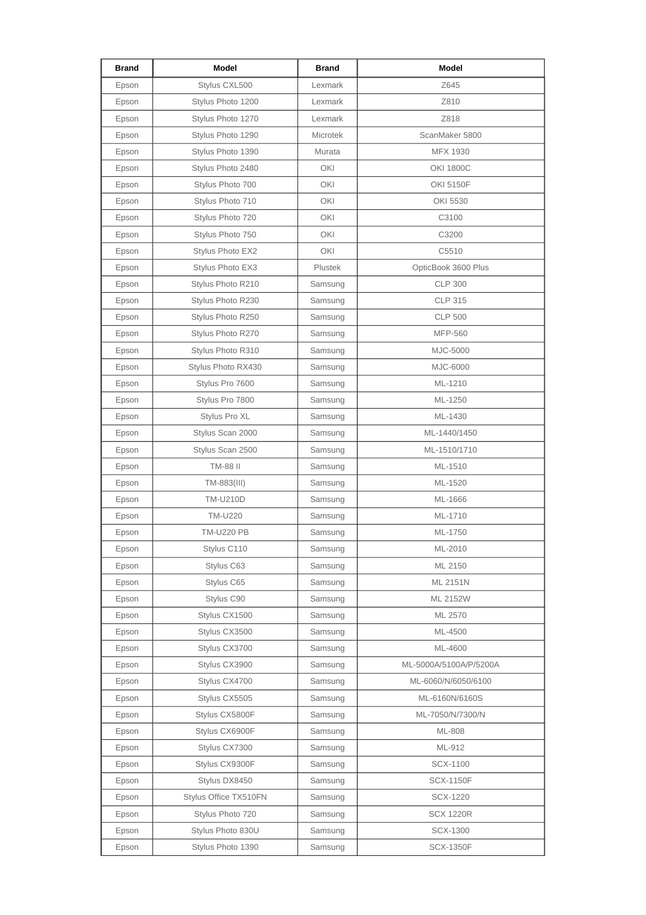| Brand | Model | Brand | Model |
|---|---|---|---|
| Epson | Stylus CXL500 | Lexmark | Z645 |
| Epson | Stylus Photo 1200 | Lexmark | Z810 |
| Epson | Stylus Photo 1270 | Lexmark | Z818 |
| Epson | Stylus Photo 1290 | Microtek | ScanMaker 5800 |
| Epson | Stylus Photo 1390 | Murata | MFX 1930 |
| Epson | Stylus Photo 2480 | OKI | OKI 1800C |
| Epson | Stylus Photo 700 | OKI | OKI 5150F |
| Epson | Stylus Photo 710 | OKI | OKI 5530 |
| Epson | Stylus Photo 720 | OKI | C3100 |
| Epson | Stylus Photo 750 | OKI | C3200 |
| Epson | Stylus Photo EX2 | OKI | C5510 |
| Epson | Stylus Photo EX3 | Plustek | OpticBook 3600 Plus |
| Epson | Stylus Photo R210 | Samsung | CLP 300 |
| Epson | Stylus Photo R230 | Samsung | CLP 315 |
| Epson | Stylus Photo R250 | Samsung | CLP 500 |
| Epson | Stylus Photo R270 | Samsung | MFP-560 |
| Epson | Stylus Photo R310 | Samsung | MJC-5000 |
| Epson | Stylus Photo RX430 | Samsung | MJC-6000 |
| Epson | Stylus Pro 7600 | Samsung | ML-1210 |
| Epson | Stylus Pro 7800 | Samsung | ML-1250 |
| Epson | Stylus Pro XL | Samsung | ML-1430 |
| Epson | Stylus Scan 2000 | Samsung | ML-1440/1450 |
| Epson | Stylus Scan 2500 | Samsung | ML-1510/1710 |
| Epson | TM-88 II | Samsung | ML-1510 |
| Epson | TM-883(III) | Samsung | ML-1520 |
| Epson | TM-U210D | Samsung | ML-1666 |
| Epson | TM-U220 | Samsung | ML-1710 |
| Epson | TM-U220 PB | Samsung | ML-1750 |
| Epson | Stylus C110 | Samsung | ML-2010 |
| Epson | Stylus C63 | Samsung | ML 2150 |
| Epson | Stylus C65 | Samsung | ML 2151N |
| Epson | Stylus C90 | Samsung | ML 2152W |
| Epson | Stylus CX1500 | Samsung | ML 2570 |
| Epson | Stylus CX3500 | Samsung | ML-4500 |
| Epson | Stylus CX3700 | Samsung | ML-4600 |
| Epson | Stylus CX3900 | Samsung | ML-5000A/5100A/P/5200A |
| Epson | Stylus CX4700 | Samsung | ML-6060/N/6050/6100 |
| Epson | Stylus CX5505 | Samsung | ML-6160N/6160S |
| Epson | Stylus CX5800F | Samsung | ML-7050/N/7300/N |
| Epson | Stylus CX6900F | Samsung | ML-808 |
| Epson | Stylus CX7300 | Samsung | ML-912 |
| Epson | Stylus CX9300F | Samsung | SCX-1100 |
| Epson | Stylus DX8450 | Samsung | SCX-1150F |
| Epson | Stylus Office TX510FN | Samsung | SCX-1220 |
| Epson | Stylus Photo 720 | Samsung | SCX 1220R |
| Epson | Stylus Photo 830U | Samsung | SCX-1300 |
| Epson | Stylus Photo 1390 | Samsung | SCX-1350F |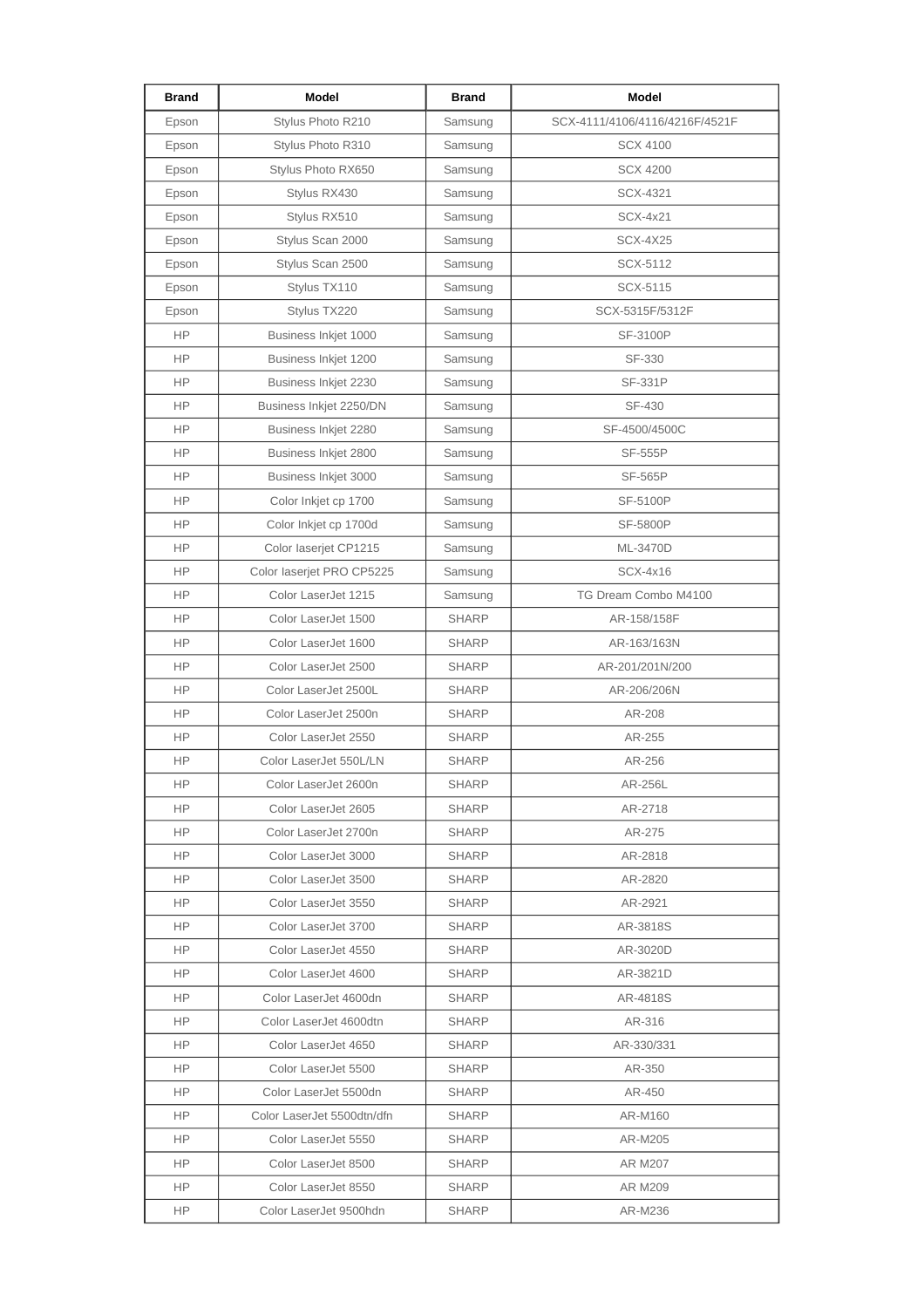| Brand | Model | Brand | Model |
|---|---|---|---|
| Epson | Stylus Photo R210 | Samsung | SCX-4111/4106/4116/4216F/4521F |
| Epson | Stylus Photo R310 | Samsung | SCX 4100 |
| Epson | Stylus Photo RX650 | Samsung | SCX 4200 |
| Epson | Stylus RX430 | Samsung | SCX-4321 |
| Epson | Stylus RX510 | Samsung | SCX-4x21 |
| Epson | Stylus Scan 2000 | Samsung | SCX-4X25 |
| Epson | Stylus Scan 2500 | Samsung | SCX-5112 |
| Epson | Stylus TX110 | Samsung | SCX-5115 |
| Epson | Stylus TX220 | Samsung | SCX-5315F/5312F |
| HP | Business Inkjet 1000 | Samsung | SF-3100P |
| HP | Business Inkjet 1200 | Samsung | SF-330 |
| HP | Business Inkjet 2230 | Samsung | SF-331P |
| HP | Business Inkjet 2250/DN | Samsung | SF-430 |
| HP | Business Inkjet 2280 | Samsung | SF-4500/4500C |
| HP | Business Inkjet 2800 | Samsung | SF-555P |
| HP | Business Inkjet 3000 | Samsung | SF-565P |
| HP | Color Inkjet cp 1700 | Samsung | SF-5100P |
| HP | Color Inkjet cp 1700d | Samsung | SF-5800P |
| HP | Color laserjet CP1215 | Samsung | ML-3470D |
| HP | Color laserjet PRO CP5225 | Samsung | SCX-4x16 |
| HP | Color LaserJet 1215 | Samsung | TG Dream Combo M4100 |
| HP | Color LaserJet 1500 | SHARP | AR-158/158F |
| HP | Color LaserJet 1600 | SHARP | AR-163/163N |
| HP | Color LaserJet 2500 | SHARP | AR-201/201N/200 |
| HP | Color LaserJet 2500L | SHARP | AR-206/206N |
| HP | Color LaserJet 2500n | SHARP | AR-208 |
| HP | Color LaserJet 2550 | SHARP | AR-255 |
| HP | Color LaserJet 550L/LN | SHARP | AR-256 |
| HP | Color LaserJet 2600n | SHARP | AR-256L |
| HP | Color LaserJet 2605 | SHARP | AR-2718 |
| HP | Color LaserJet 2700n | SHARP | AR-275 |
| HP | Color LaserJet 3000 | SHARP | AR-2818 |
| HP | Color LaserJet 3500 | SHARP | AR-2820 |
| HP | Color LaserJet 3550 | SHARP | AR-2921 |
| HP | Color LaserJet 3700 | SHARP | AR-3818S |
| HP | Color LaserJet 4550 | SHARP | AR-3020D |
| HP | Color LaserJet 4600 | SHARP | AR-3821D |
| HP | Color LaserJet 4600dn | SHARP | AR-4818S |
| HP | Color LaserJet 4600dtn | SHARP | AR-316 |
| HP | Color LaserJet 4650 | SHARP | AR-330/331 |
| HP | Color LaserJet 5500 | SHARP | AR-350 |
| HP | Color LaserJet 5500dn | SHARP | AR-450 |
| HP | Color LaserJet 5500dtn/dfn | SHARP | AR-M160 |
| HP | Color LaserJet 5550 | SHARP | AR-M205 |
| HP | Color LaserJet 8500 | SHARP | AR M207 |
| HP | Color LaserJet 8550 | SHARP | AR M209 |
| HP | Color LaserJet 9500hdn | SHARP | AR-M236 |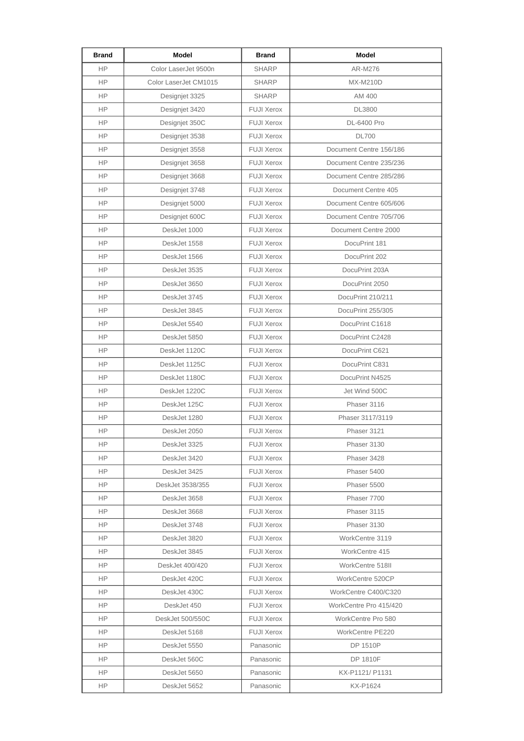| Brand | Model | Brand | Model |
|---|---|---|---|
| HP | Color LaserJet 9500n | SHARP | AR-M276 |
| HP | Color LaserJet CM1015 | SHARP | MX-M210D |
| HP | Designjet 3325 | SHARP | AM 400 |
| HP | Designjet 3420 | FUJI Xerox | DL3800 |
| HP | Designjet 350C | FUJI Xerox | DL-6400 Pro |
| HP | Designjet 3538 | FUJI Xerox | DL700 |
| HP | Designjet 3558 | FUJI Xerox | Document Centre 156/186 |
| HP | Designjet 3658 | FUJI Xerox | Document Centre 235/236 |
| HP | Designjet 3668 | FUJI Xerox | Document Centre 285/286 |
| HP | Designjet 3748 | FUJI Xerox | Document Centre 405 |
| HP | Designjet 5000 | FUJI Xerox | Document Centre 605/606 |
| HP | Designjet 600C | FUJI Xerox | Document Centre 705/706 |
| HP | DeskJet 1000 | FUJI Xerox | Document Centre 2000 |
| HP | DeskJet 1558 | FUJI Xerox | DocuPrint 181 |
| HP | DeskJet 1566 | FUJI Xerox | DocuPrint 202 |
| HP | DeskJet 3535 | FUJI Xerox | DocuPrint 203A |
| HP | DeskJet 3650 | FUJI Xerox | DocuPrint 2050 |
| HP | DeskJet 3745 | FUJI Xerox | DocuPrint 210/211 |
| HP | DeskJet 3845 | FUJI Xerox | DocuPrint 255/305 |
| HP | DeskJet 5540 | FUJI Xerox | DocuPrint C1618 |
| HP | DeskJet 5850 | FUJI Xerox | DocuPrint C2428 |
| HP | DeskJet 1120C | FUJI Xerox | DocuPrint C621 |
| HP | DeskJet 1125C | FUJI Xerox | DocuPrint C831 |
| HP | DeskJet 1180C | FUJI Xerox | DocuPrint N4525 |
| HP | DeskJet 1220C | FUJI Xerox | Jet Wind 500C |
| HP | DeskJet 125C | FUJI Xerox | Phaser 3116 |
| HP | DeskJet 1280 | FUJI Xerox | Phaser 3117/3119 |
| HP | DeskJet 2050 | FUJI Xerox | Phaser 3121 |
| HP | DeskJet 3325 | FUJI Xerox | Phaser 3130 |
| HP | DeskJet 3420 | FUJI Xerox | Phaser 3428 |
| HP | DeskJet 3425 | FUJI Xerox | Phaser 5400 |
| HP | DeskJet 3538/355 | FUJI Xerox | Phaser 5500 |
| HP | DeskJet 3658 | FUJI Xerox | Phaser 7700 |
| HP | DeskJet 3668 | FUJI Xerox | Phaser 3115 |
| HP | DeskJet 3748 | FUJI Xerox | Phaser 3130 |
| HP | DeskJet 3820 | FUJI Xerox | WorkCentre 3119 |
| HP | DeskJet 3845 | FUJI Xerox | WorkCentre 415 |
| HP | DeskJet 400/420 | FUJI Xerox | WorkCentre 518II |
| HP | DeskJet 420C | FUJI Xerox | WorkCentre 520CP |
| HP | DeskJet 430C | FUJI Xerox | WorkCentre C400/C320 |
| HP | DeskJet 450 | FUJI Xerox | WorkCentre Pro 415/420 |
| HP | DeskJet 500/550C | FUJI Xerox | WorkCentre Pro 580 |
| HP | DeskJet 5168 | FUJI Xerox | WorkCentre PE220 |
| HP | DeskJet 5550 | Panasonic | DP 1510P |
| HP | DeskJet 560C | Panasonic | DP 1810F |
| HP | DeskJet 5650 | Panasonic | KX-P1121/ P1131 |
| HP | DeskJet 5652 | Panasonic | KX-P1624 |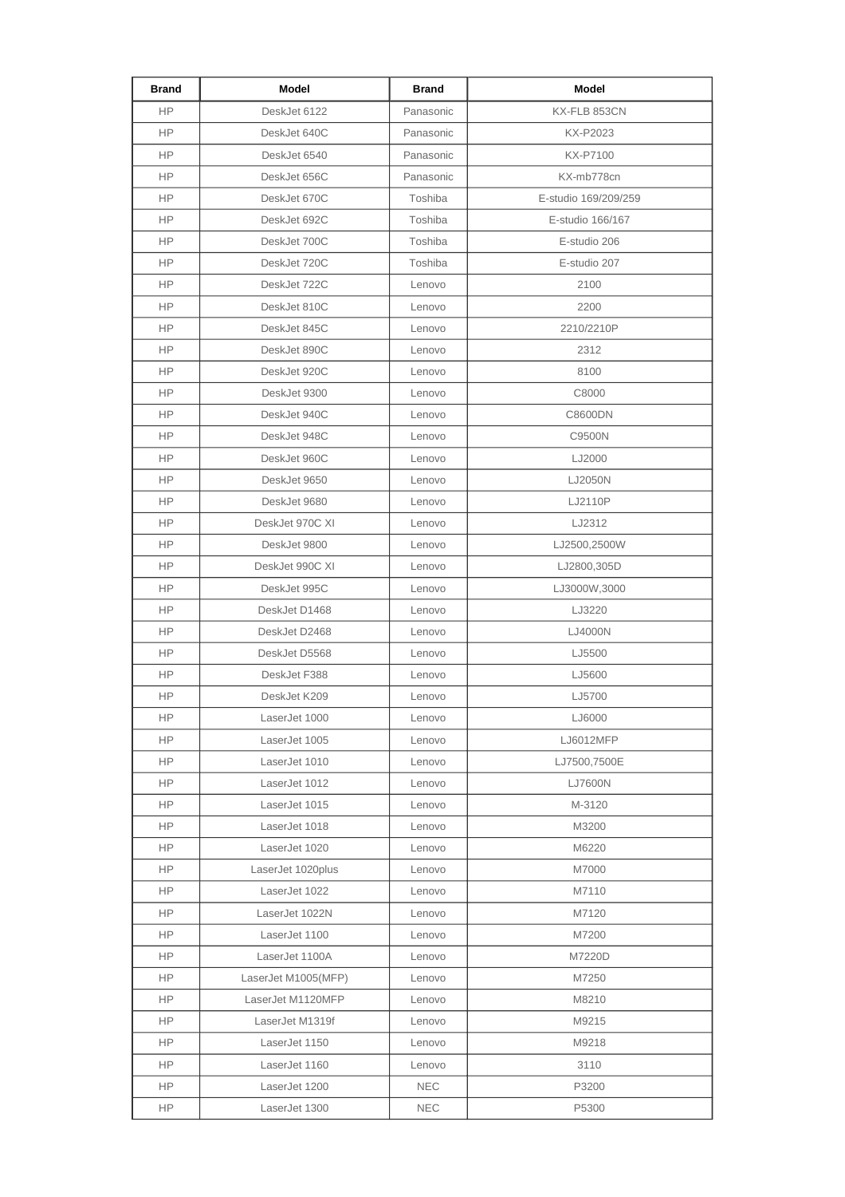| Brand | Model | Brand | Model |
|---|---|---|---|
| HP | DeskJet 6122 | Panasonic | KX-FLB 853CN |
| HP | DeskJet 640C | Panasonic | KX-P2023 |
| HP | DeskJet 6540 | Panasonic | KX-P7100 |
| HP | DeskJet 656C | Panasonic | KX-mb778cn |
| HP | DeskJet 670C | Toshiba | E-studio 169/209/259 |
| HP | DeskJet 692C | Toshiba | E-studio 166/167 |
| HP | DeskJet 700C | Toshiba | E-studio 206 |
| HP | DeskJet 720C | Toshiba | E-studio 207 |
| HP | DeskJet 722C | Lenovo | 2100 |
| HP | DeskJet 810C | Lenovo | 2200 |
| HP | DeskJet 845C | Lenovo | 2210/2210P |
| HP | DeskJet 890C | Lenovo | 2312 |
| HP | DeskJet 920C | Lenovo | 8100 |
| HP | DeskJet 9300 | Lenovo | C8000 |
| HP | DeskJet 940C | Lenovo | C8600DN |
| HP | DeskJet 948C | Lenovo | C9500N |
| HP | DeskJet 960C | Lenovo | LJ2000 |
| HP | DeskJet 9650 | Lenovo | LJ2050N |
| HP | DeskJet 9680 | Lenovo | LJ2110P |
| HP | DeskJet 970C XI | Lenovo | LJ2312 |
| HP | DeskJet 9800 | Lenovo | LJ2500,2500W |
| HP | DeskJet 990C XI | Lenovo | LJ2800,305D |
| HP | DeskJet 995C | Lenovo | LJ3000W,3000 |
| HP | DeskJet D1468 | Lenovo | LJ3220 |
| HP | DeskJet D2468 | Lenovo | LJ4000N |
| HP | DeskJet D5568 | Lenovo | LJ5500 |
| HP | DeskJet F388 | Lenovo | LJ5600 |
| HP | DeskJet K209 | Lenovo | LJ5700 |
| HP | LaserJet 1000 | Lenovo | LJ6000 |
| HP | LaserJet 1005 | Lenovo | LJ6012MFP |
| HP | LaserJet 1010 | Lenovo | LJ7500,7500E |
| HP | LaserJet 1012 | Lenovo | LJ7600N |
| HP | LaserJet 1015 | Lenovo | M-3120 |
| HP | LaserJet 1018 | Lenovo | M3200 |
| HP | LaserJet 1020 | Lenovo | M6220 |
| HP | LaserJet 1020plus | Lenovo | M7000 |
| HP | LaserJet 1022 | Lenovo | M7110 |
| HP | LaserJet 1022N | Lenovo | M7120 |
| HP | LaserJet 1100 | Lenovo | M7200 |
| HP | LaserJet 1100A | Lenovo | M7220D |
| HP | LaserJet M1005(MFP) | Lenovo | M7250 |
| HP | LaserJet M1120MFP | Lenovo | M8210 |
| HP | LaserJet M1319f | Lenovo | M9215 |
| HP | LaserJet 1150 | Lenovo | M9218 |
| HP | LaserJet 1160 | Lenovo | 3110 |
| HP | LaserJet 1200 | NEC | P3200 |
| HP | LaserJet 1300 | NEC | P5300 |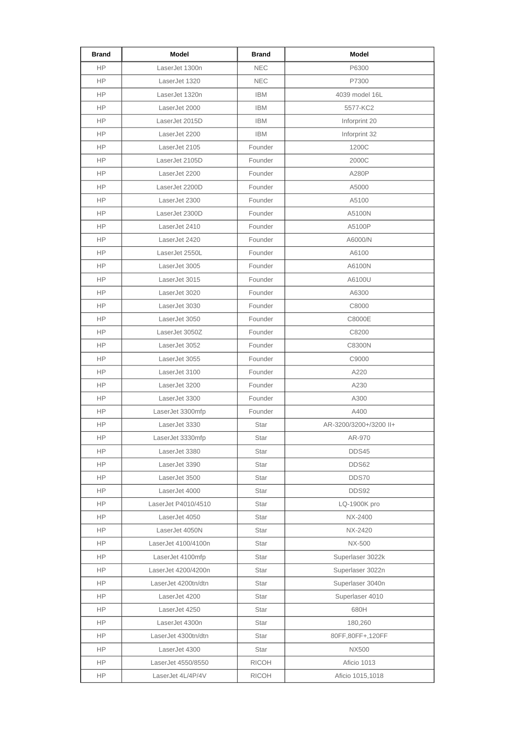| Brand | Model | Brand | Model |
|---|---|---|---|
| HP | LaserJet 1300n | NEC | P6300 |
| HP | LaserJet 1320 | NEC | P7300 |
| HP | LaserJet 1320n | IBM | 4039 model 16L |
| HP | LaserJet 2000 | IBM | 5577-KC2 |
| HP | LaserJet 2015D | IBM | Inforprint 20 |
| HP | LaserJet 2200 | IBM | Inforprint 32 |
| HP | LaserJet 2105 | Founder | 1200C |
| HP | LaserJet 2105D | Founder | 2000C |
| HP | LaserJet 2200 | Founder | A280P |
| HP | LaserJet 2200D | Founder | A5000 |
| HP | LaserJet 2300 | Founder | A5100 |
| HP | LaserJet 2300D | Founder | A5100N |
| HP | LaserJet 2410 | Founder | A5100P |
| HP | LaserJet 2420 | Founder | A6000/N |
| HP | LaserJet 2550L | Founder | A6100 |
| HP | LaserJet 3005 | Founder | A6100N |
| HP | LaserJet 3015 | Founder | A6100U |
| HP | LaserJet 3020 | Founder | A6300 |
| HP | LaserJet 3030 | Founder | C8000 |
| HP | LaserJet 3050 | Founder | C8000E |
| HP | LaserJet 3050Z | Founder | C8200 |
| HP | LaserJet 3052 | Founder | C8300N |
| HP | LaserJet 3055 | Founder | C9000 |
| HP | LaserJet 3100 | Founder | A220 |
| HP | LaserJet 3200 | Founder | A230 |
| HP | LaserJet 3300 | Founder | A300 |
| HP | LaserJet 3300mfp | Founder | A400 |
| HP | LaserJet 3330 | Star | AR-3200/3200+/3200 II+ |
| HP | LaserJet 3330mfp | Star | AR-970 |
| HP | LaserJet 3380 | Star | DDS45 |
| HP | LaserJet 3390 | Star | DDS62 |
| HP | LaserJet 3500 | Star | DDS70 |
| HP | LaserJet 4000 | Star | DDS92 |
| HP | LaserJet P4010/4510 | Star | LQ-1900K pro |
| HP | LaserJet 4050 | Star | NX-2400 |
| HP | LaserJet 4050N | Star | NX-2420 |
| HP | LaserJet 4100/4100n | Star | NX-500 |
| HP | LaserJet 4100mfp | Star | Superlaser 3022k |
| HP | LaserJet 4200/4200n | Star | Superlaser 3022n |
| HP | LaserJet 4200tn/dtn | Star | Superlaser 3040n |
| HP | LaserJet 4200 | Star | Superlaser 4010 |
| HP | LaserJet 4250 | Star | 680H |
| HP | LaserJet 4300n | Star | 180,260 |
| HP | LaserJet 4300tn/dtn | Star | 80FF,80FF+,120FF |
| HP | LaserJet 4300 | Star | NX500 |
| HP | LaserJet 4550/8550 | RICOH | Aficio 1013 |
| HP | LaserJet 4L/4P/4V | RICOH | Aficio 1015,1018 |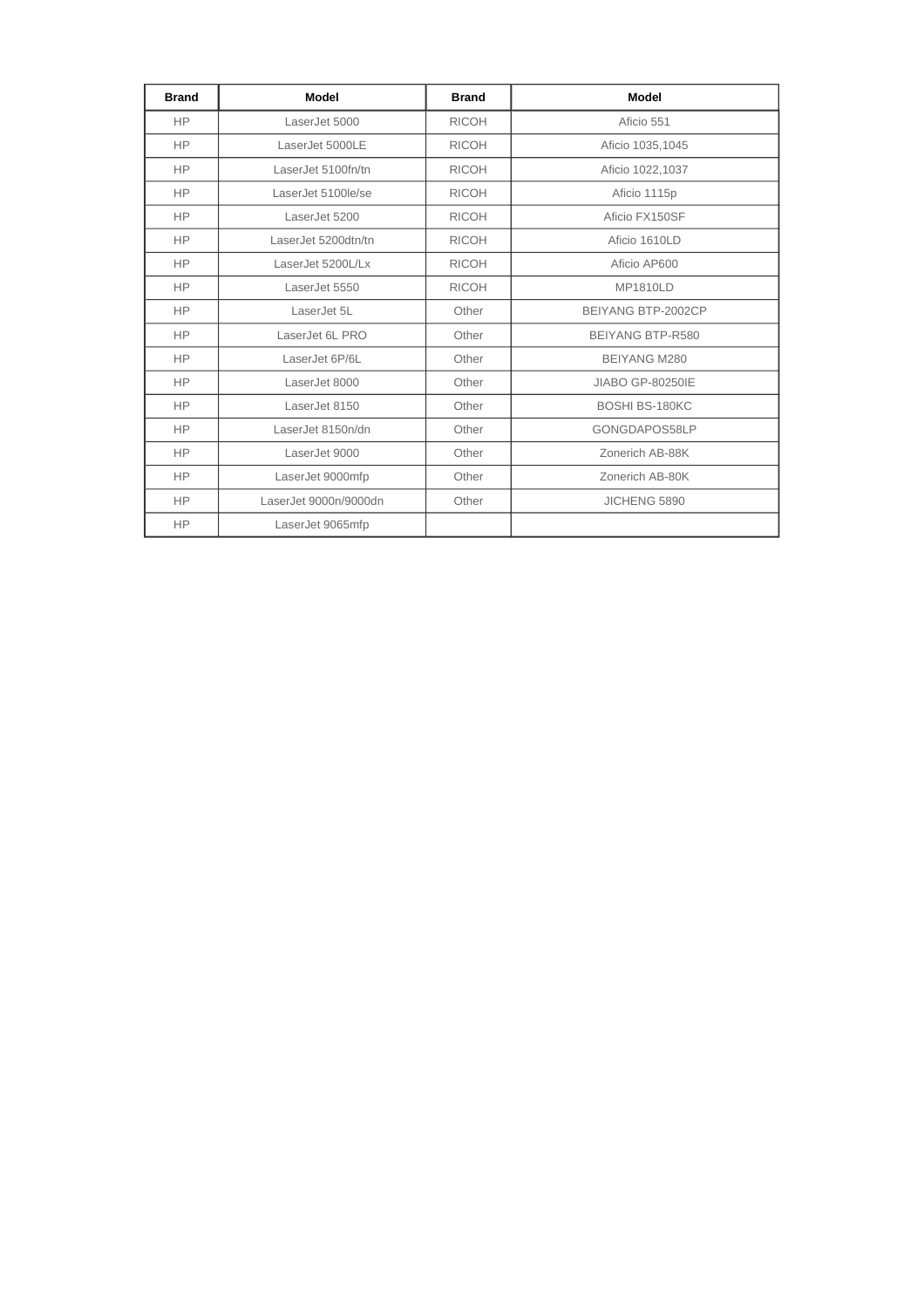| Brand | Model | Brand | Model |
|---|---|---|---|
| HP | LaserJet 5000 | RICOH | Aficio 551 |
| HP | LaserJet 5000LE | RICOH | Aficio 1035,1045 |
| HP | LaserJet 5100fn/tn | RICOH | Aficio 1022,1037 |
| HP | LaserJet 5100le/se | RICOH | Aficio 1115p |
| HP | LaserJet 5200 | RICOH | Aficio FX150SF |
| HP | LaserJet 5200dtn/tn | RICOH | Aficio 1610LD |
| HP | LaserJet 5200L/Lx | RICOH | Aficio AP600 |
| HP | LaserJet 5550 | RICOH | MP1810LD |
| HP | LaserJet 5L | Other | BEIYANG BTP-2002CP |
| HP | LaserJet 6L PRO | Other | BEIYANG BTP-R580 |
| HP | LaserJet 6P/6L | Other | BEIYANG M280 |
| HP | LaserJet 8000 | Other | JIABO GP-80250IE |
| HP | LaserJet 8150 | Other | BOSHI BS-180KC |
| HP | LaserJet 8150n/dn | Other | GONGDAPOS58LP |
| HP | LaserJet 9000 | Other | Zonerich AB-88K |
| HP | LaserJet 9000mfp | Other | Zonerich AB-80K |
| HP | LaserJet 9000n/9000dn | Other | JICHENG 5890 |
| HP | LaserJet 9065mfp | | |